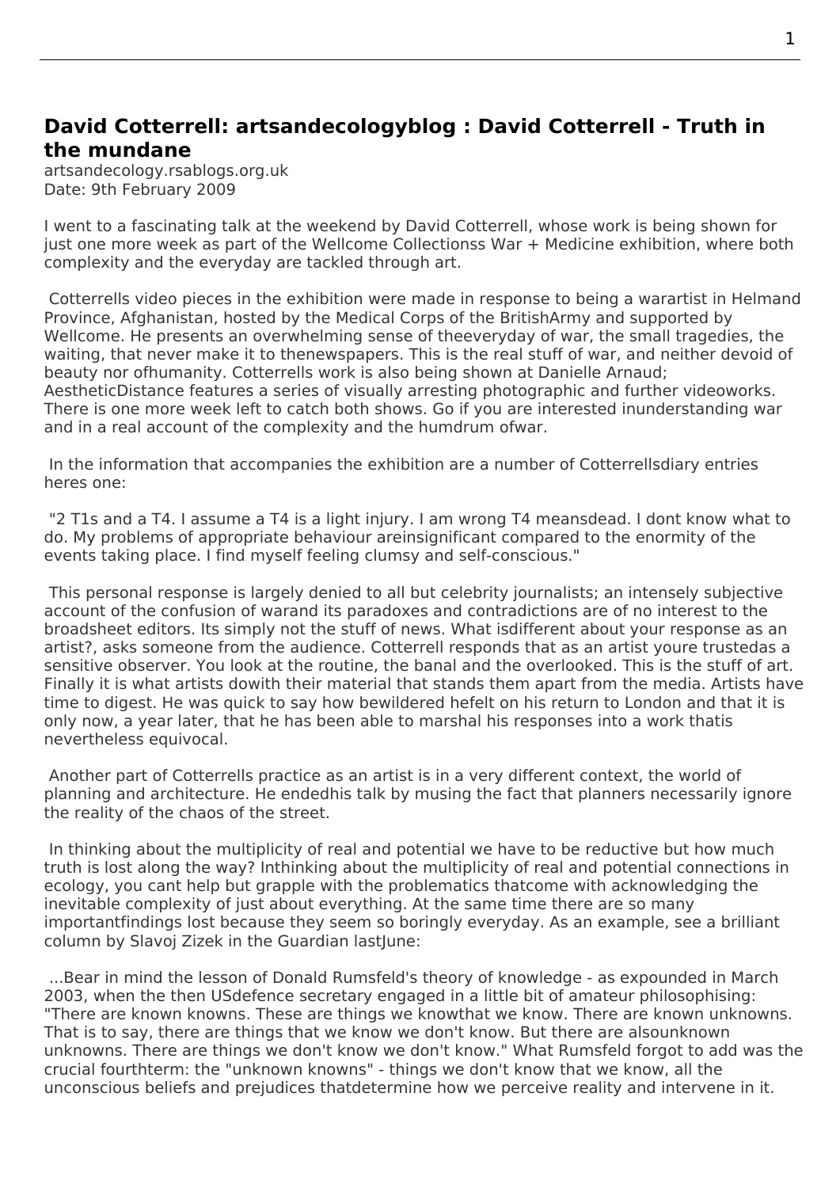## David Cotterrell: artsandecologyblog : David Cotterrell - Truth in the mundane

artsandecology.rsablogs.org.uk
Date: 9th February 2009

I went to a fascinating talk at the weekend by David Cotterrell, whose work is being shown for just one more week as part of the Wellcome Collectionss War + Medicine exhibition, where both complexity and the everyday are tackled through art.

Cotterrells video pieces in the exhibition were made in response to being a warartist in Helmand Province, Afghanistan, hosted by the Medical Corps of the BritishArmy and supported by Wellcome. He presents an overwhelming sense of theeveryday of war, the small tragedies, the waiting, that never make it to thenewspapers. This is the real stuff of war, and neither devoid of beauty nor ofhumanity. Cotterrells work is also being shown at Danielle Arnaud; AestheticDistance features a series of visually arresting photographic and further videoworks. There is one more week left to catch both shows. Go if you are interested inunderstanding war and in a real account of the complexity and the humdrum ofwar.

In the information that accompanies the exhibition are a number of Cotterrellsdiary entries heres one:

"2 T1s and a T4. I assume a T4 is a light injury. I am wrong T4 meansdead. I dont know what to do. My problems of appropriate behaviour areinsignificant compared to the enormity of the events taking place. I find myself feeling clumsy and self-conscious."

This personal response is largely denied to all but celebrity journalists; an intensely subjective account of the confusion of warand its paradoxes and contradictions are of no interest to the broadsheet editors. Its simply not the stuff of news. What isdifferent about your response as an artist?, asks someone from the audience. Cotterrell responds that as an artist youre trustedas a sensitive observer. You look at the routine, the banal and the overlooked. This is the stuff of art. Finally it is what artists dowith their material that stands them apart from the media. Artists have time to digest. He was quick to say how bewildered hefelt on his return to London and that it is only now, a year later, that he has been able to marshal his responses into a work thatis nevertheless equivocal.

Another part of Cotterrells practice as an artist is in a very different context, the world of planning and architecture. He endedhis talk by musing the fact that planners necessarily ignore the reality of the chaos of the street.

In thinking about the multiplicity of real and potential we have to be reductive but how much truth is lost along the way? Inthinking about the multiplicity of real and potential connections in ecology, you cant help but grapple with the problematics thatcome with acknowledging the inevitable complexity of just about everything. At the same time there are so many importantfindings lost because they seem so boringly everyday. As an example, see a brilliant column by Slavoj Zizek in the Guardian lastJune:

...Bear in mind the lesson of Donald Rumsfeld's theory of knowledge - as expounded in March 2003, when the then USdefence secretary engaged in a little bit of amateur philosophising: "There are known knowns. These are things we knowthat we know. There are known unknowns. That is to say, there are things that we know we don't know. But there are alsounknown unknowns. There are things we don't know we don't know." What Rumsfeld forgot to add was the crucial fourthterm: the "unknown knowns" - things we don't know that we know, all the unconscious beliefs and prejudices thatdetermine how we perceive reality and intervene in it.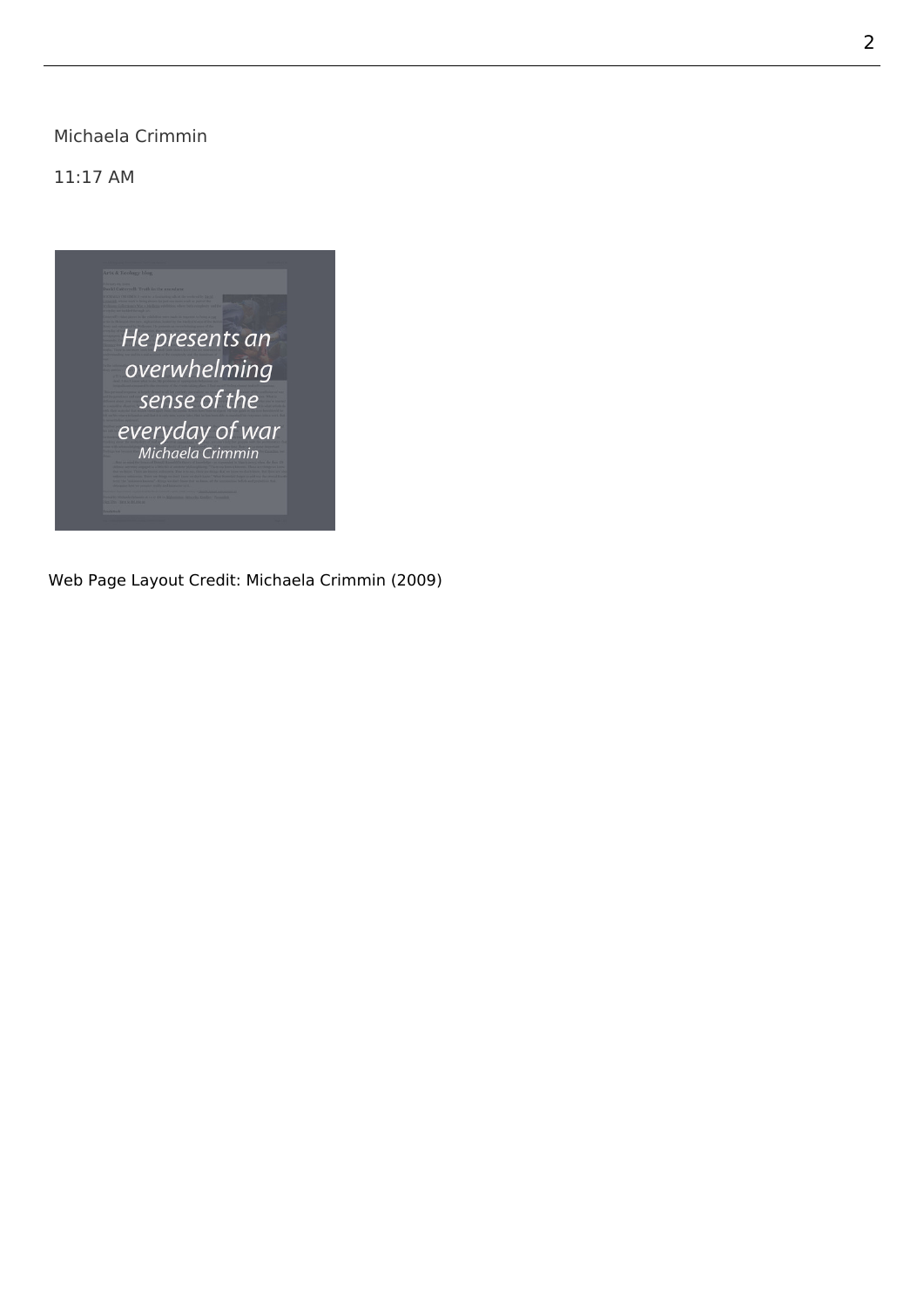Michaela Crimmin

11:17 AM

He presents an overwhelming sense of the everyday of war
Michaela Crimmin

Web Page Layout Credit: Michaela Crimmin (2009)